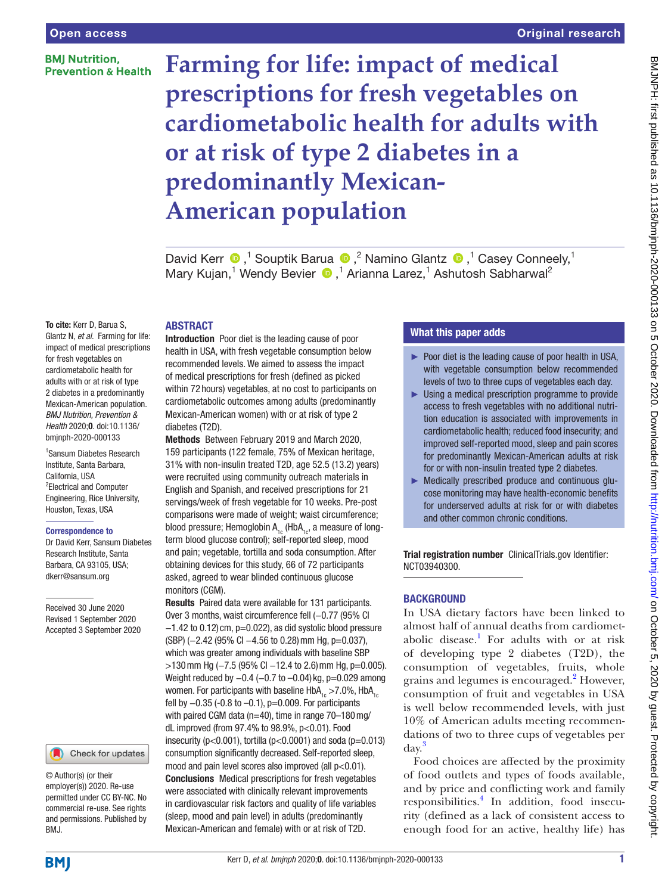# Farming for life: impact of medical prescriptions for fresh vegetables on cardiometabolic health for adults with or at risk of type 2 diabetes in a predominantly Mexican-American population

David Kerr,[1] Souptik Barua,[2] Namino Glantz,[1] Casey Conneely,[1] Mary Kujan,[1] Wendy Bevier,[1] Arianna Larez,[1] Ashutosh Sabharwal[2]

**To cite:** Kerr D, Barua S, Glantz N, *et al*. Farming for life: impact of medical prescriptions for fresh vegetables on cardiometabolic health for adults with or at risk of type 2 diabetes in a predominantly Mexican-American population. *BMJ Nutrition, Prevention & Health* 2020;**0**. doi:10.1136/bmjnph-2020-000133

[1]Sansum Diabetes Research Institute, Santa Barbara, California, USA
[2]Electrical and Computer Engineering, Rice University, Houston, Texas, USA

**Correspondence to**
Dr David Kerr, Sansum Diabetes Research Institute, Santa Barbara, CA 93105, USA; dkerr@sansum.org

Received 30 June 2020
Revised 1 September 2020
Accepted 3 September 2020

© Author(s) (or their employer(s)) 2020. Re-use permitted under CC BY-NC. No commercial re-use. See rights and permissions. Published by BMJ.

## ABSTRACT

**Introduction** Poor diet is the leading cause of poor health in USA, with fresh vegetable consumption below recommended levels. We aimed to assess the impact of medical prescriptions for fresh (defined as picked within 72 hours) vegetables, at no cost to participants on cardiometabolic outcomes among adults (predominantly Mexican-American women) with or at risk of type 2 diabetes (T2D).

**Methods** Between February 2019 and March 2020, 159 participants (122 female, 75% of Mexican heritage, 31% with non-insulin treated T2D, age 52.5 (13.2) years) were recruited using community outreach materials in English and Spanish, and received prescriptions for 21 servings/week of fresh vegetable for 10 weeks. Pre-post comparisons were made of weight; waist circumference; blood pressure; Hemoglobin $A_{1c}$ ($HbA_{1c}$, a measure of long-term blood glucose control); self-reported sleep, mood and pain; vegetable, tortilla and soda consumption. After obtaining devices for this study, 66 of 72 participants asked, agreed to wear blinded continuous glucose monitors (CGM).

**Results** Paired data were available for 131 participants. Over 3 months, waist circumference fell (−0.77 (95% CI −1.42 to 0.12) cm, p=0.022), as did systolic blood pressure (SBP) (−2.42 (95% CI −4.56 to 0.28) mm Hg, p=0.037), which was greater among individuals with baseline SBP >130 mm Hg (−7.5 (95% CI −12.4 to 2.6) mm Hg, p=0.005). Weight reduced by −0.4 (−0.7 to −0.04) kg, p=0.029 among women. For participants with baseline $HbA_{1c}$ >7.0%, $HbA_{1c}$ fell by −0.35 (-0.8 to −0.1), p=0.009. For participants with paired CGM data (n=40), time in range 70–180 mg/dL improved (from 97.4% to 98.9%, p<0.01). Food insecurity (p<0.001), tortilla (p<0.0001) and soda (p=0.013) consumption significantly decreased. Self-reported sleep, mood and pain level scores also improved (all p<0.01).

**Conclusions** Medical prescriptions for fresh vegetables were associated with clinically relevant improvements in cardiovascular risk factors and quality of life variables (sleep, mood and pain level) in adults (predominantly Mexican-American and female) with or at risk of T2D.

### What this paper adds

- Poor diet is the leading cause of poor health in USA, with vegetable consumption below recommended levels of two to three cups of vegetables each day.
- Using a medical prescription programme to provide access to fresh vegetables with no additional nutrition education is associated with improvements in cardiometabolic health; reduced food insecurity; and improved self-reported mood, sleep and pain scores for predominantly Mexican-American adults at risk for or with non-insulin treated type 2 diabetes.
- Medically prescribed produce and continuous glucose monitoring may have health-economic benefits for underserved adults at risk for or with diabetes and other common chronic conditions.

**Trial registration number** ClinicalTrials.gov Identifier: NCT03940300.

## BACKGROUND

In USA dietary factors have been linked to almost half of annual deaths from cardiometabolic disease.[1] For adults with or at risk of developing type 2 diabetes (T2D), the consumption of vegetables, fruits, whole grains and legumes is encouraged.[2] However, consumption of fruit and vegetables in USA is well below recommended levels, with just 10% of American adults meeting recommendations of two to three cups of vegetables per day.[3]

Food choices are affected by the proximity of food outlets and types of foods available, and by price and conflicting work and family responsibilities.[4] In addition, food insecurity (defined as a lack of consistent access to enough food for an active, healthy life) has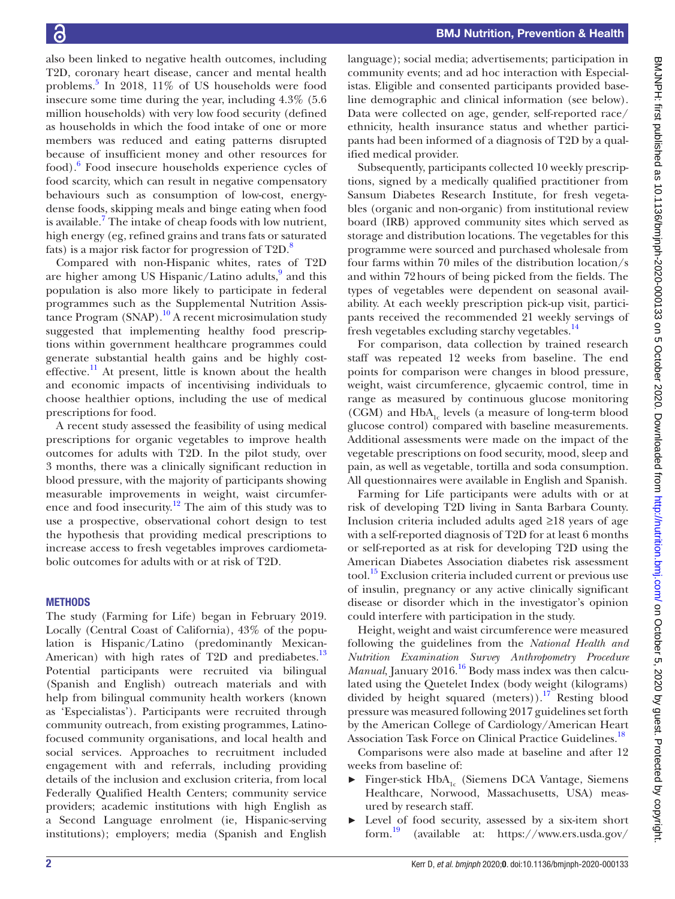also been linked to negative health outcomes, including T2D, coronary heart disease, cancer and mental health problems.[5] In 2018, 11% of US households were food insecure some time during the year, including 4.3% (5.6 million households) with very low food security (defined as households in which the food intake of one or more members was reduced and eating patterns disrupted because of insufficient money and other resources for food).[6] Food insecure households experience cycles of food scarcity, which can result in negative compensatory behaviours such as consumption of low-cost, energy-dense foods, skipping meals and binge eating when food is available.[7] The intake of cheap foods with low nutrient, high energy (eg, refined grains and trans fats or saturated fats) is a major risk factor for progression of T2D.[8]

Compared with non-Hispanic whites, rates of T2D are higher among US Hispanic/Latino adults,[9] and this population is also more likely to participate in federal programmes such as the Supplemental Nutrition Assistance Program (SNAP).[10] A recent microsimulation study suggested that implementing healthy food prescriptions within government healthcare programmes could generate substantial health gains and be highly cost-effective.[11] At present, little is known about the health and economic impacts of incentivising individuals to choose healthier options, including the use of medical prescriptions for food.

A recent study assessed the feasibility of using medical prescriptions for organic vegetables to improve health outcomes for adults with T2D. In the pilot study, over 3 months, there was a clinically significant reduction in blood pressure, with the majority of participants showing measurable improvements in weight, waist circumference and food insecurity.[12] The aim of this study was to use a prospective, observational cohort design to test the hypothesis that providing medical prescriptions to increase access to fresh vegetables improves cardiometabolic outcomes for adults with or at risk of T2D.

## METHODS

The study (Farming for Life) began in February 2019. Locally (Central Coast of California), 43% of the population is Hispanic/Latino (predominantly Mexican-American) with high rates of T2D and prediabetes.[13] Potential participants were recruited via bilingual (Spanish and English) outreach materials and with help from bilingual community health workers (known as 'Especialistas'). Participants were recruited through community outreach, from existing programmes, Latino-focused community organisations, and local health and social services. Approaches to recruitment included engagement with and referrals, including providing details of the inclusion and exclusion criteria, from local Federally Qualified Health Centers; community service providers; academic institutions with high English as a Second Language enrolment (ie, Hispanic-serving institutions); employers; media (Spanish and English language); social media; advertisements; participation in community events; and ad hoc interaction with Especialistas. Eligible and consented participants provided baseline demographic and clinical information (see below). Data were collected on age, gender, self-reported race/ethnicity, health insurance status and whether participants had been informed of a diagnosis of T2D by a qualified medical provider.

Subsequently, participants collected 10 weekly prescriptions, signed by a medically qualified practitioner from Sansum Diabetes Research Institute, for fresh vegetables (organic and non-organic) from institutional review board (IRB) approved community sites which served as storage and distribution locations. The vegetables for this programme were sourced and purchased wholesale from four farms within 70 miles of the distribution location/s and within 72 hours of being picked from the fields. The types of vegetables were dependent on seasonal availability. At each weekly prescription pick-up visit, participants received the recommended 21 weekly servings of fresh vegetables excluding starchy vegetables.[14]

For comparison, data collection by trained research staff was repeated 12 weeks from baseline. The end points for comparison were changes in blood pressure, weight, waist circumference, glycaemic control, time in range as measured by continuous glucose monitoring (CGM) and $HbA_{1c}$ levels (a measure of long-term blood glucose control) compared with baseline measurements. Additional assessments were made on the impact of the vegetable prescriptions on food security, mood, sleep and pain, as well as vegetable, tortilla and soda consumption. All questionnaires were available in English and Spanish.

Farming for Life participants were adults with or at risk of developing T2D living in Santa Barbara County. Inclusion criteria included adults aged ≥18 years of age with a self-reported diagnosis of T2D for at least 6 months or self-reported as at risk for developing T2D using the American Diabetes Association diabetes risk assessment tool.[15] Exclusion criteria included current or previous use of insulin, pregnancy or any active clinically significant disease or disorder which in the investigator's opinion could interfere with participation in the study.

Height, weight and waist circumference were measured following the guidelines from the *National Health and Nutrition Examination Survey Anthropometry Procedure Manual*, January 2016.[16] Body mass index was then calculated using the Quetelet Index (body weight (kilograms) divided by height squared (meters)).[17] Resting blood pressure was measured following 2017 guidelines set forth by the American College of Cardiology/American Heart Association Task Force on Clinical Practice Guidelines.[18]

Comparisons were also made at baseline and after 12 weeks from baseline of:

- Finger-stick $HbA_{1c}$ (Siemens DCA Vantage, Siemens Healthcare, Norwood, Massachusetts, USA) measured by research staff.
- Level of food security, assessed by a six-item short form.[19] (available at: https://www.ers.usda.gov/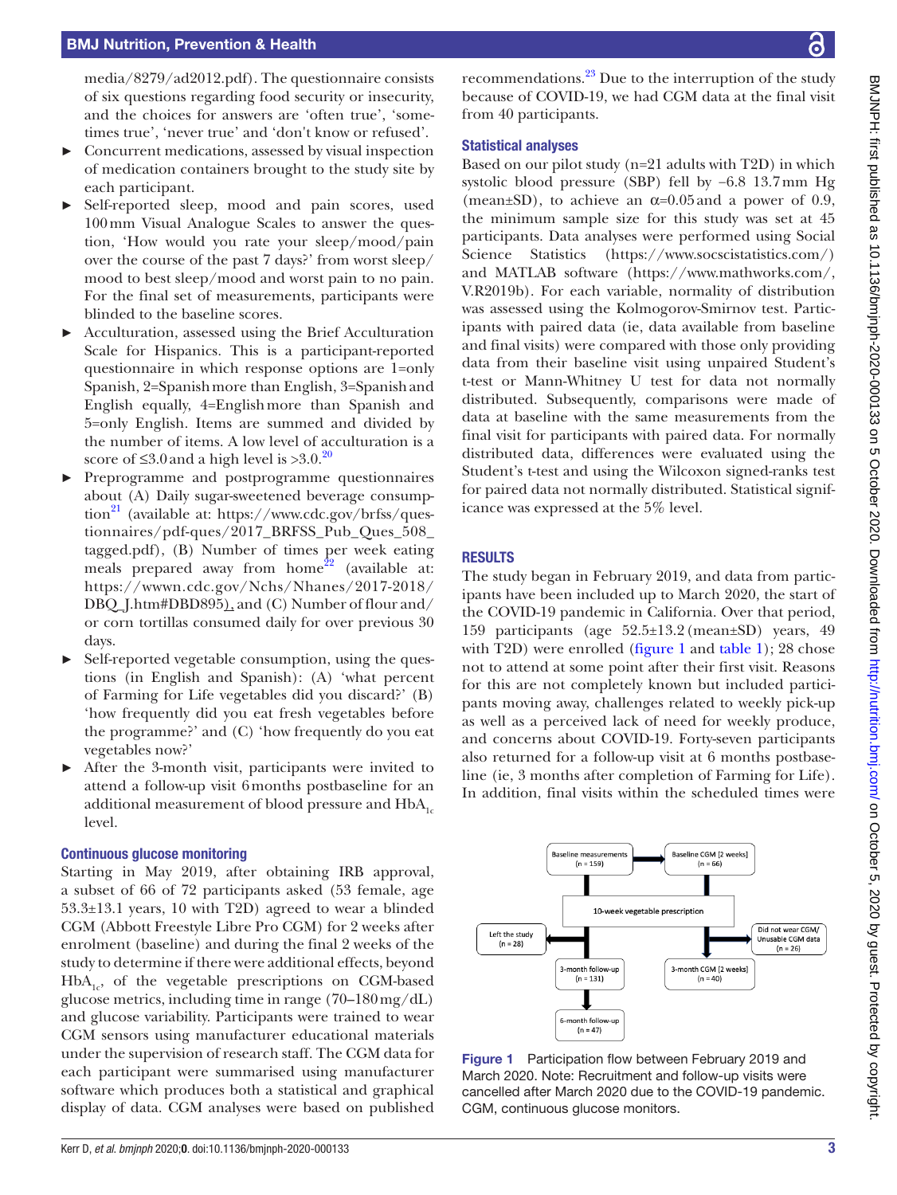media/8279/ad2012.pdf). The questionnaire consists of six questions regarding food security or insecurity, and the choices for answers are 'often true', 'sometimes true', 'never true' and 'don't know or refused'.

- Concurrent medications, assessed by visual inspection of medication containers brought to the study site by each participant.
- Self-reported sleep, mood and pain scores, used 100 mm Visual Analogue Scales to answer the question, 'How would you rate your sleep/mood/pain over the course of the past 7 days?' from worst sleep/mood to best sleep/mood and worst pain to no pain. For the final set of measurements, participants were blinded to the baseline scores.
- Acculturation, assessed using the Brief Acculturation Scale for Hispanics. This is a participant-reported questionnaire in which response options are 1=only Spanish, 2=Spanish more than English, 3=Spanish and English equally, 4=English more than Spanish and 5=only English. Items are summed and divided by the number of items. A low level of acculturation is a score of ≤3.0 and a high level is >3.0.[20]
- Preprogramme and postprogramme questionnaires about (A) Daily sugar-sweetened beverage consumption[21] (available at: https://www.cdc.gov/brfss/questionnaires/pdf-ques/2017_BRFSS_Pub_Ques_508_tagged.pdf), (B) Number of times per week eating meals prepared away from home[22] (available at: https://wwwn.cdc.gov/Nchs/Nhanes/2017-2018/DBQ_J.htm#DBD895), and (C) Number of flour and/or corn tortillas consumed daily for over previous 30 days.
- Self-reported vegetable consumption, using the questions (in English and Spanish): (A) 'what percent of Farming for Life vegetables did you discard?' (B) 'how frequently did you eat fresh vegetables before the programme?' and (C) 'how frequently do you eat vegetables now?'
- After the 3-month visit, participants were invited to attend a follow-up visit 6 months postbaseline for an additional measurement of blood pressure and $HbA_{1c}$ level.

### Continuous glucose monitoring

Starting in May 2019, after obtaining IRB approval, a subset of 66 of 72 participants asked (53 female, age 53.3±13.1 years, 10 with T2D) agreed to wear a blinded CGM (Abbott Freestyle Libre Pro CGM) for 2 weeks after enrolment (baseline) and during the final 2 weeks of the study to determine if there were additional effects, beyond $HbA_{1c}$, of the vegetable prescriptions on CGM-based glucose metrics, including time in range (70–180 mg/dL) and glucose variability. Participants were trained to wear CGM sensors using manufacturer educational materials under the supervision of research staff. The CGM data for each participant were summarised using manufacturer software which produces both a statistical and graphical display of data. CGM analyses were based on published recommendations.[23] Due to the interruption of the study because of COVID-19, we had CGM data at the final visit from 40 participants.

### Statistical analyses

Based on our pilot study (n=21 adults with T2D) in which systolic blood pressure (SBP) fell by −6.8 13.7 mm Hg (mean±SD), to achieve an $\alpha$=0.05 and a power of 0.9, the minimum sample size for this study was set at 45 participants. Data analyses were performed using Social Science Statistics (https://www.socscistatistics.com/) and MATLAB software (https://www.mathworks.com/, V.R2019b). For each variable, normality of distribution was assessed using the Kolmogorov-Smirnov test. Participants with paired data (ie, data available from baseline and final visits) were compared with those only providing data from their baseline visit using unpaired Student's t-test or Mann-Whitney U test for data not normally distributed. Subsequently, comparisons were made of data at baseline with the same measurements from the final visit for participants with paired data. For normally distributed data, differences were evaluated using the Student's t-test and using the Wilcoxon signed-ranks test for paired data not normally distributed. Statistical significance was expressed at the 5% level.

## RESULTS

The study began in February 2019, and data from participants have been included up to March 2020, the start of the COVID-19 pandemic in California. Over that period, 159 participants (age 52.5±13.2 (mean±SD) years, 49 with T2D) were enrolled (figure 1 and table 1); 28 chose not to attend at some point after their first visit. Reasons for this are not completely known but included participants moving away, challenges related to weekly pick-up as well as a perceived lack of need for weekly produce, and concerns about COVID-19. Forty-seven participants also returned for a follow-up visit at 6 months postbaseline (ie, 3 months after completion of Farming for Life). In addition, final visits within the scheduled times were

Baseline measurements (n = 159) → Baseline CGM [2 weeks] (n = 66)

10-week vegetable prescription

Left the study (n = 28)

Did not wear CGM/ Unusable CGM data (n = 26)

3-month follow-up (n = 131)

3-month CGM [2 weeks] (n = 40)

6-month follow-up (n = 47)

Figure 1 Participation flow between February 2019 and March 2020. Note: Recruitment and follow-up visits were cancelled after March 2020 due to the COVID-19 pandemic. CGM, continuous glucose monitors.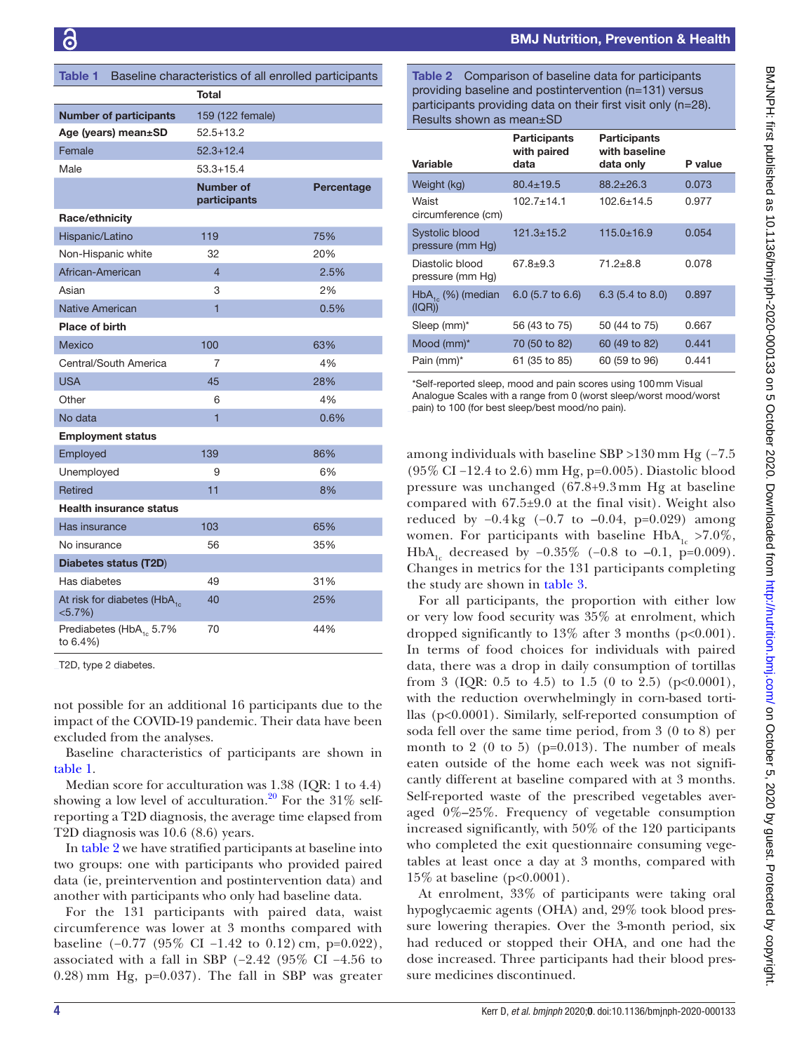**Table 1** Baseline characteristics of all enrolled participants

| | Total | |
|---|---|---|
| **Number of participants** | 159 (122 female) | |
| **Age (years) mean±SD** | 52.5+13.2 | |
| Female | 52.3+12.4 | |
| Male | 53.3+15.4 | |
| | **Number of participants** | **Percentage** |
| **Race/ethnicity** | | |
| Hispanic/Latino | 119 | 75% |
| Non-Hispanic white | 32 | 20% |
| African-American | 4 | 2.5% |
| Asian | 3 | 2% |
| Native American | 1 | 0.5% |
| **Place of birth** | | |
| Mexico | 100 | 63% |
| Central/South America | 7 | 4% |
| USA | 45 | 28% |
| Other | 6 | 4% |
| No data | 1 | 0.6% |
| **Employment status** | | |
| Employed | 139 | 86% |
| Unemployed | 9 | 6% |
| Retired | 11 | 8% |
| **Health insurance status** | | |
| Has insurance | 103 | 65% |
| No insurance | 56 | 35% |
| **Diabetes status (T2D)** | | |
| Has diabetes | 49 | 31% |
| At risk for diabetes ($HbA_{1c}$ <5.7%) | 40 | 25% |
| Prediabetes ($HbA_{1c}$ 5.7% to 6.4%) | 70 | 44% |

T2D, type 2 diabetes.

not possible for an additional 16 participants due to the impact of the COVID-19 pandemic. Their data have been excluded from the analyses.

Baseline characteristics of participants are shown in table 1.

Median score for acculturation was 1.38 (IQR: 1 to 4.4) showing a low level of acculturation.[20] For the 31% self-reporting a T2D diagnosis, the average time elapsed from T2D diagnosis was 10.6 (8.6) years.

In table 2 we have stratified participants at baseline into two groups: one with participants who provided paired data (ie, preintervention and postintervention data) and another with participants who only had baseline data.

For the 131 participants with paired data, waist circumference was lower at 3 months compared with baseline (−0.77 (95% CI −1.42 to 0.12) cm, p=0.022), associated with a fall in SBP (−2.42 (95% CI −4.56 to 0.28) mm Hg, p=0.037). The fall in SBP was greater among individuals with baseline SBP >130 mm Hg (−7.5 (95% CI −12.4 to 2.6) mm Hg, p=0.005). Diastolic blood pressure was unchanged (67.8+9.3 mm Hg at baseline compared with 67.5±9.0 at the final visit). Weight also reduced by −0.4 kg (−0.7 to −0.04, p=0.029) among women. For participants with baseline $HbA_{1c}$ >7.0%, $HbA_{1c}$ decreased by −0.35% (−0.8 to −0.1, p=0.009). Changes in metrics for the 131 participants completing the study are shown in table 3.

**Table 2** Comparison of baseline data for participants providing baseline and postintervention (n=131) versus participants providing data on their first visit only (n=28). Results shown as mean±SD

| Variable | Participants with paired data | Participants with baseline data only | P value |
|---|---|---|---|
| Weight (kg) | 80.4±19.5 | 88.2±26.3 | 0.073 |
| Waist circumference (cm) | 102.7±14.1 | 102.6±14.5 | 0.977 |
| Systolic blood pressure (mm Hg) | 121.3±15.2 | 115.0±16.9 | 0.054 |
| Diastolic blood pressure (mm Hg) | 67.8±9.3 | 71.2±8.8 | 0.078 |
| $HbA_{1c}$ (%) (median (IQR)) | 6.0 (5.7 to 6.6) | 6.3 (5.4 to 8.0) | 0.897 |
| Sleep (mm)* | 56 (43 to 75) | 50 (44 to 75) | 0.667 |
| Mood (mm)* | 70 (50 to 82) | 60 (49 to 82) | 0.441 |
| Pain (mm)* | 61 (35 to 85) | 60 (59 to 96) | 0.441 |

*Self-reported sleep, mood and pain scores using 100 mm Visual Analogue Scales with a range from 0 (worst sleep/worst mood/worst pain) to 100 (for best sleep/best mood/no pain).

For all participants, the proportion with either low or very low food security was 35% at enrolment, which dropped significantly to 13% after 3 months (p<0.001). In terms of food choices for individuals with paired data, there was a drop in daily consumption of tortillas from 3 (IQR: 0.5 to 4.5) to 1.5 (0 to 2.5) (p<0.0001), with the reduction overwhelmingly in corn-based tortillas (p<0.0001). Similarly, self-reported consumption of soda fell over the same time period, from 3 (0 to 8) per month to 2 (0 to 5) (p=0.013). The number of meals eaten outside of the home each week was not significantly different at baseline compared with at 3 months. Self-reported waste of the prescribed vegetables averaged 0%–25%. Frequency of vegetable consumption increased significantly, with 50% of the 120 participants who completed the exit questionnaire consuming vegetables at least once a day at 3 months, compared with 15% at baseline (p<0.0001).

At enrolment, 33% of participants were taking oral hypoglycaemic agents (OHA) and, 29% took blood pressure lowering therapies. Over the 3-month period, six had reduced or stopped their OHA, and one had the dose increased. Three participants had their blood pressure medicines discontinued.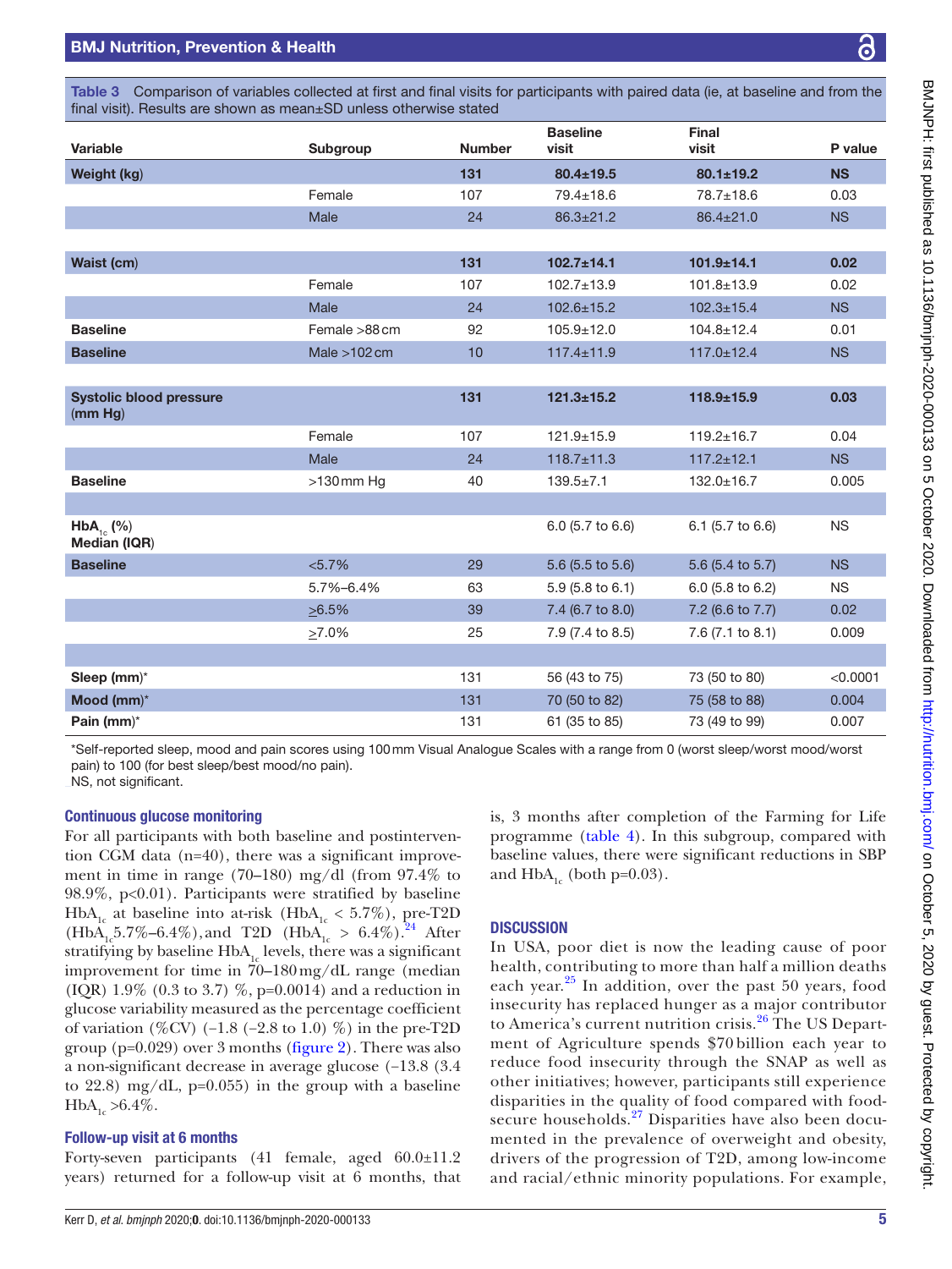**Table 3** Comparison of variables collected at first and final visits for participants with paired data (ie, at baseline and from the final visit). Results are shown as mean±SD unless otherwise stated

| Variable | Subgroup | Number | Baseline visit | Final visit | P value |
|---|---|---|---|---|---|
| **Weight (kg)** | | **131** | **80.4±19.5** | **80.1±19.2** | **NS** |
| | Female | 107 | 79.4±18.6 | 78.7±18.6 | 0.03 |
| | Male | 24 | 86.3±21.2 | 86.4±21.0 | NS |
| | | | | | |
| **Waist (cm)** | | **131** | **102.7±14.1** | **101.9±14.1** | **0.02** |
| | Female | 107 | 102.7±13.9 | 101.8±13.9 | 0.02 |
| | Male | 24 | 102.6±15.2 | 102.3±15.4 | NS |
| **Baseline** | Female >88 cm | 92 | 105.9±12.0 | 104.8±12.4 | 0.01 |
| **Baseline** | Male >102 cm | 10 | 117.4±11.9 | 117.0±12.4 | NS |
| | | | | | |
| **Systolic blood pressure (mm Hg)** | | **131** | **121.3±15.2** | **118.9±15.9** | **0.03** |
| | Female | 107 | 121.9±15.9 | 119.2±16.7 | 0.04 |
| | Male | 24 | 118.7±11.3 | 117.2±12.1 | NS |
| **Baseline** | >130 mm Hg | 40 | 139.5±7.1 | 132.0±16.7 | 0.005 |
| | | | | | |
| **$HbA_{1c}$ (%) Median (IQR)** | | | 6.0 (5.7 to 6.6) | 6.1 (5.7 to 6.6) | NS |
| **Baseline** | <5.7% | 29 | 5.6 (5.5 to 5.6) | 5.6 (5.4 to 5.7) | NS |
| | 5.7%–6.4% | 63 | 5.9 (5.8 to 6.1) | 6.0 (5.8 to 6.2) | NS |
| | ≥6.5% | 39 | 7.4 (6.7 to 8.0) | 7.2 (6.6 to 7.7) | 0.02 |
| | ≥7.0% | 25 | 7.9 (7.4 to 8.5) | 7.6 (7.1 to 8.1) | 0.009 |
| | | | | | |
| **Sleep (mm)*** | | 131 | 56 (43 to 75) | 73 (50 to 80) | <0.0001 |
| **Mood (mm)*** | | 131 | 70 (50 to 82) | 75 (58 to 88) | 0.004 |
| **Pain (mm)*** | | 131 | 61 (35 to 85) | 73 (49 to 99) | 0.007 |

*Self-reported sleep, mood and pain scores using 100 mm Visual Analogue Scales with a range from 0 (worst sleep/worst mood/worst pain) to 100 (for best sleep/best mood/no pain).
NS, not significant.

### Continuous glucose monitoring

For all participants with both baseline and postintervention CGM data (n=40), there was a significant improvement in time in range (70–180) mg/dl (from 97.4% to 98.9%, p<0.01). Participants were stratified by baseline $HbA_{1c}$ at baseline into at-risk ($HbA_{1c}$ < 5.7%), pre-T2D ($HbA_{1c}$ 5.7%–6.4%), and T2D ($HbA_{1c}$ > 6.4%).[24] After stratifying by baseline $HbA_{1c}$ levels, there was a significant improvement for time in 70–180 mg/dL range (median (IQR) 1.9% (0.3 to 3.7) %, p=0.0014) and a reduction in glucose variability measured as the percentage coefficient of variation (%CV) (−1.8 (−2.8 to 1.0) %) in the pre-T2D group (p=0.029) over 3 months (figure 2). There was also a non-significant decrease in average glucose (−13.8 (3.4 to 22.8) mg/dL, p=0.055) in the group with a baseline $HbA_{1c}$ >6.4%.

### Follow-up visit at 6 months

Forty-seven participants (41 female, aged 60.0±11.2 years) returned for a follow-up visit at 6 months, that is, 3 months after completion of the Farming for Life programme (table 4). In this subgroup, compared with baseline values, there were significant reductions in SBP and $HbA_{1c}$ (both p=0.03).

## DISCUSSION

In USA, poor diet is now the leading cause of poor health, contributing to more than half a million deaths each year.[25] In addition, over the past 50 years, food insecurity has replaced hunger as a major contributor to America's current nutrition crisis.[26] The US Department of Agriculture spends $70 billion each year to reduce food insecurity through the SNAP as well as other initiatives; however, participants still experience disparities in the quality of food compared with food-secure households.[27] Disparities have also been documented in the prevalence of overweight and obesity, drivers of the progression of T2D, among low-income and racial/ethnic minority populations. For example,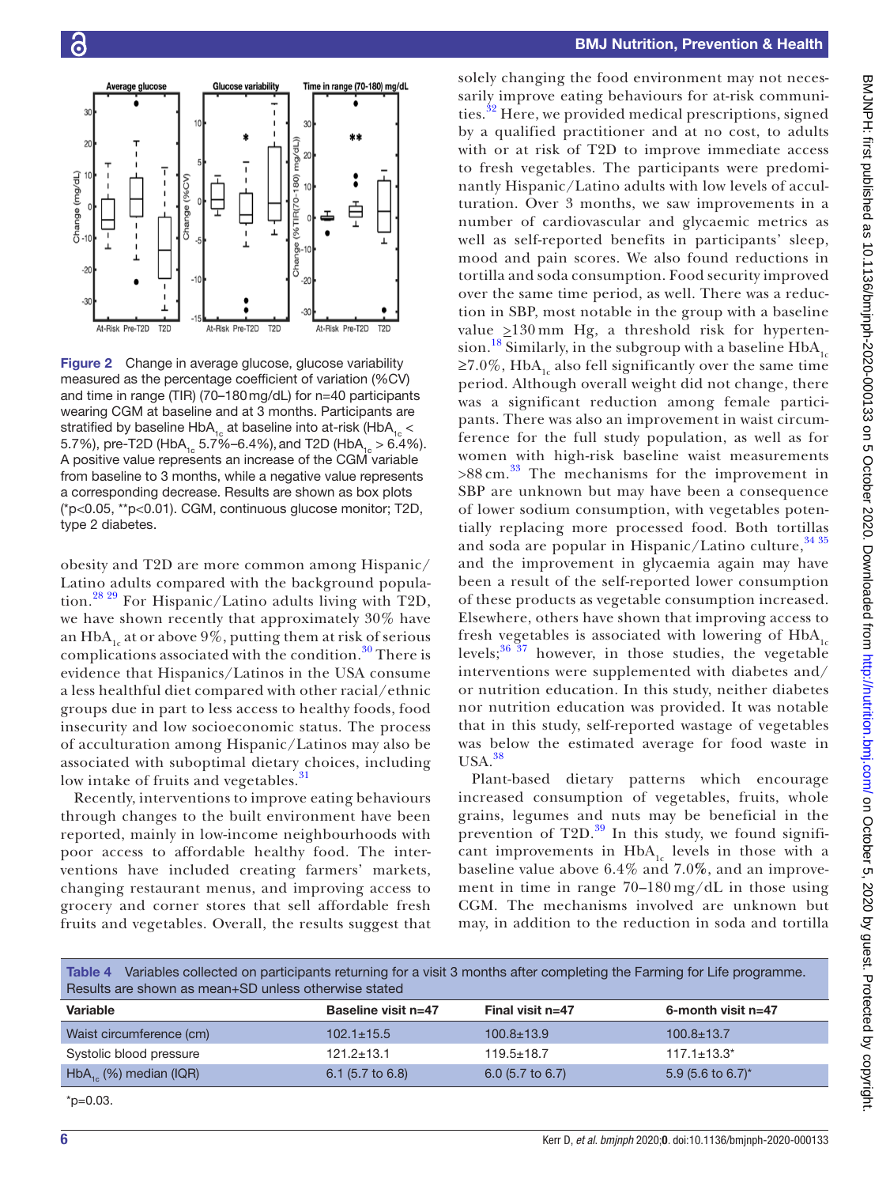Figure 2 Change in average glucose, glucose variability measured as the percentage coefficient of variation (%CV) and time in range (TIR) (70–180 mg/dL) for n=40 participants wearing CGM at baseline and at 3 months. Participants are stratified by baseline $HbA_{1c}$ at baseline into at-risk ($HbA_{1c}$ < 5.7%), pre-T2D ($HbA_{1c}$ 5.7%–6.4%), and T2D ($HbA_{1c}$ > 6.4%). A positive value represents an increase of the CGM variable from baseline to 3 months, while a negative value represents a corresponding decrease. Results are shown as box plots (*p<0.05, **p<0.01). CGM, continuous glucose monitor; T2D, type 2 diabetes.

obesity and T2D are more common among Hispanic/Latino adults compared with the background population.[28 29] For Hispanic/Latino adults living with T2D, we have shown recently that approximately 30% have an $HbA_{1c}$ at or above 9%, putting them at risk of serious complications associated with the condition.[30] There is evidence that Hispanics/Latinos in the USA consume a less healthful diet compared with other racial/ethnic groups due in part to less access to healthy foods, food insecurity and low socioeconomic status. The process of acculturation among Hispanic/Latinos may also be associated with suboptimal dietary choices, including low intake of fruits and vegetables.[31]

Recently, interventions to improve eating behaviours through changes to the built environment have been reported, mainly in low-income neighbourhoods with poor access to affordable healthy food. The interventions have included creating farmers' markets, changing restaurant menus, and improving access to grocery and corner stores that sell affordable fresh fruits and vegetables. Overall, the results suggest that solely changing the food environment may not necessarily improve eating behaviours for at-risk communities.[32] Here, we provided medical prescriptions, signed by a qualified practitioner and at no cost, to adults with or at risk of T2D to improve immediate access to fresh vegetables. The participants were predominantly Hispanic/Latino adults with low levels of acculturation. Over 3 months, we saw improvements in a number of cardiovascular and glycaemic metrics as well as self-reported benefits in participants' sleep, mood and pain scores. We also found reductions in tortilla and soda consumption. Food security improved over the same time period, as well. There was a reduction in SBP, most notable in the group with a baseline value ≥130 mm Hg, a threshold risk for hypertension.[18] Similarly, in the subgroup with a baseline $HbA_{1c}$ ≥7.0%, $HbA_{1c}$ also fell significantly over the same time period. Although overall weight did not change, there was a significant reduction among female participants. There was also an improvement in waist circumference for the full study population, as well as for women with high-risk baseline waist measurements >88 cm.[33] The mechanisms for the improvement in SBP are unknown but may have been a consequence of lower sodium consumption, with vegetables potentially replacing more processed food. Both tortillas and soda are popular in Hispanic/Latino culture,[34 35] and the improvement in glycaemia again may have been a result of the self-reported lower consumption of these products as vegetable consumption increased. Elsewhere, others have shown that improving access to fresh vegetables is associated with lowering of $HbA_{1c}$ levels;[36 37] however, in those studies, the vegetable interventions were supplemented with diabetes and/or nutrition education. In this study, neither diabetes nor nutrition education was provided. It was notable that in this study, self-reported wastage of vegetables was below the estimated average for food waste in USA.[38]

Plant-based dietary patterns which encourage increased consumption of vegetables, fruits, whole grains, legumes and nuts may be beneficial in the prevention of T2D.[39] In this study, we found significant improvements in $HbA_{1c}$ levels in those with a baseline value above 6.4% and 7.0%, and an improvement in time in range 70–180 mg/dL in those using CGM. The mechanisms involved are unknown but may, in addition to the reduction in soda and tortilla

Table 4 Variables collected on participants returning for a visit 3 months after completing the Farming for Life programme. Results are shown as mean+SD unless otherwise stated

| Variable | Baseline visit n=47 | Final visit n=47 | 6-month visit n=47 |
|---|---|---|---|
| Waist circumference (cm) | 102.1±15.5 | 100.8±13.9 | 100.8±13.7 |
| Systolic blood pressure | 121.2±13.1 | 119.5±18.7 | 117.1±13.3* |
| $HbA_{1c}$ (%) median (IQR) | 6.1 (5.7 to 6.8) | 6.0 (5.7 to 6.7) | 5.9 (5.6 to 6.7)* |

*p=0.03.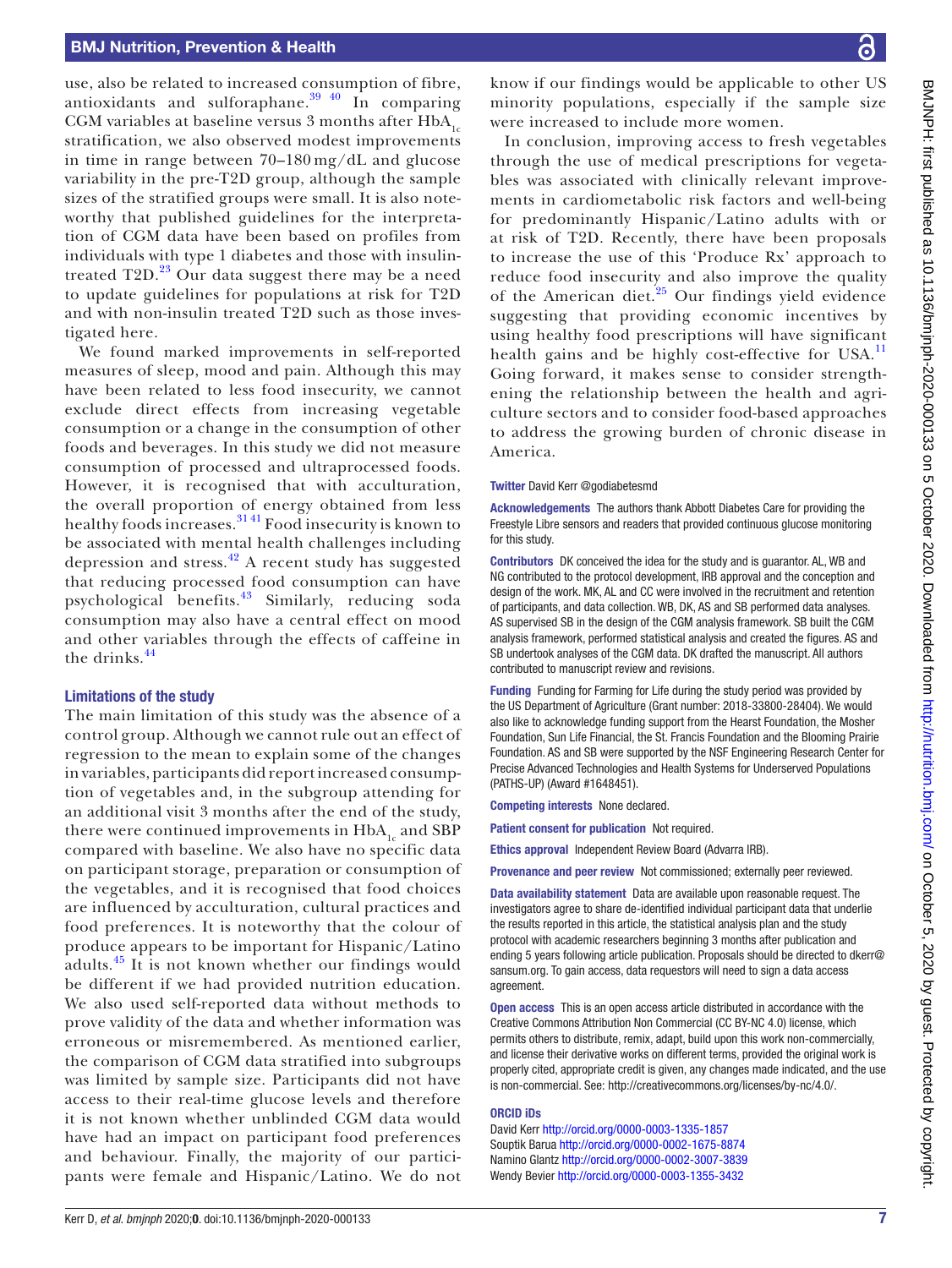use, also be related to increased consumption of fibre, antioxidants and sulforaphane.[39 40] In comparing CGM variables at baseline versus 3 months after $HbA_{1c}$ stratification, we also observed modest improvements in time in range between 70–180 mg/dL and glucose variability in the pre-T2D group, although the sample sizes of the stratified groups were small. It is also noteworthy that published guidelines for the interpretation of CGM data have been based on profiles from individuals with type 1 diabetes and those with insulin-treated T2D.[23] Our data suggest there may be a need to update guidelines for populations at risk for T2D and with non-insulin treated T2D such as those investigated here.

We found marked improvements in self-reported measures of sleep, mood and pain. Although this may have been related to less food insecurity, we cannot exclude direct effects from increasing vegetable consumption or a change in the consumption of other foods and beverages. In this study we did not measure consumption of processed and ultraprocessed foods. However, it is recognised that with acculturation, the overall proportion of energy obtained from less healthy foods increases.[31 41] Food insecurity is known to be associated with mental health challenges including depression and stress.[42] A recent study has suggested that reducing processed food consumption can have psychological benefits.[43] Similarly, reducing soda consumption may also have a central effect on mood and other variables through the effects of caffeine in the drinks.[44]

### Limitations of the study

The main limitation of this study was the absence of a control group. Although we cannot rule out an effect of regression to the mean to explain some of the changes in variables, participants did report increased consumption of vegetables and, in the subgroup attending for an additional visit 3 months after the end of the study, there were continued improvements in $HbA_{1c}$ and SBP compared with baseline. We also have no specific data on participant storage, preparation or consumption of the vegetables, and it is recognised that food choices are influenced by acculturation, cultural practices and food preferences. It is noteworthy that the colour of produce appears to be important for Hispanic/Latino adults.[45] It is not known whether our findings would be different if we had provided nutrition education. We also used self-reported data without methods to prove validity of the data and whether information was erroneous or misremembered. As mentioned earlier, the comparison of CGM data stratified into subgroups was limited by sample size. Participants did not have access to their real-time glucose levels and therefore it is not known whether unblinded CGM data would have had an impact on participant food preferences and behaviour. Finally, the majority of our participants were female and Hispanic/Latino. We do not know if our findings would be applicable to other US minority populations, especially if the sample size were increased to include more women.

In conclusion, improving access to fresh vegetables through the use of medical prescriptions for vegetables was associated with clinically relevant improvements in cardiometabolic risk factors and well-being for predominantly Hispanic/Latino adults with or at risk of T2D. Recently, there have been proposals to increase the use of this 'Produce Rx' approach to reduce food insecurity and also improve the quality of the American diet.[25] Our findings yield evidence suggesting that providing economic incentives by using healthy food prescriptions will have significant health gains and be highly cost-effective for USA.[11] Going forward, it makes sense to consider strengthening the relationship between the health and agriculture sectors and to consider food-based approaches to address the growing burden of chronic disease in America.

**Twitter** David Kerr @godiabetesmd

**Acknowledgements** The authors thank Abbott Diabetes Care for providing the Freestyle Libre sensors and readers that provided continuous glucose monitoring for this study.

**Contributors** DK conceived the idea for the study and is guarantor. AL, WB and NG contributed to the protocol development, IRB approval and the conception and design of the work. MK, AL and CC were involved in the recruitment and retention of participants, and data collection. WB, DK, AS and SB performed data analyses. AS supervised SB in the design of the CGM analysis framework. SB built the CGM analysis framework, performed statistical analysis and created the figures. AS and SB undertook analyses of the CGM data. DK drafted the manuscript. All authors contributed to manuscript review and revisions.

**Funding** Funding for Farming for Life during the study period was provided by the US Department of Agriculture (Grant number: 2018-33800-28404). We would also like to acknowledge funding support from the Hearst Foundation, the Mosher Foundation, Sun Life Financial, the St. Francis Foundation and the Blooming Prairie Foundation. AS and SB were supported by the NSF Engineering Research Center for Precise Advanced Technologies and Health Systems for Underserved Populations (PATHS-UP) (Award #1648451).

**Competing interests** None declared.

**Patient consent for publication** Not required.

**Ethics approval** Independent Review Board (Advarra IRB).

**Provenance and peer review** Not commissioned; externally peer reviewed.

**Data availability statement** Data are available upon reasonable request. The investigators agree to share de-identified individual participant data that underlie the results reported in this article, the statistical analysis plan and the study protocol with academic researchers beginning 3 months after publication and ending 5 years following article publication. Proposals should be directed to dkerr@sansum.org. To gain access, data requestors will need to sign a data access agreement.

**Open access** This is an open access article distributed in accordance with the Creative Commons Attribution Non Commercial (CC BY-NC 4.0) license, which permits others to distribute, remix, adapt, build upon this work non-commercially, and license their derivative works on different terms, provided the original work is properly cited, appropriate credit is given, any changes made indicated, and the use is non-commercial. See: http://creativecommons.org/licenses/by-nc/4.0/.

### ORCID iDs

David Kerr http://orcid.org/0000-0003-1335-1857
Souptik Barua http://orcid.org/0000-0002-1675-8874
Namino Glantz http://orcid.org/0000-0002-3007-3839
Wendy Bevier http://orcid.org/0000-0003-1355-3432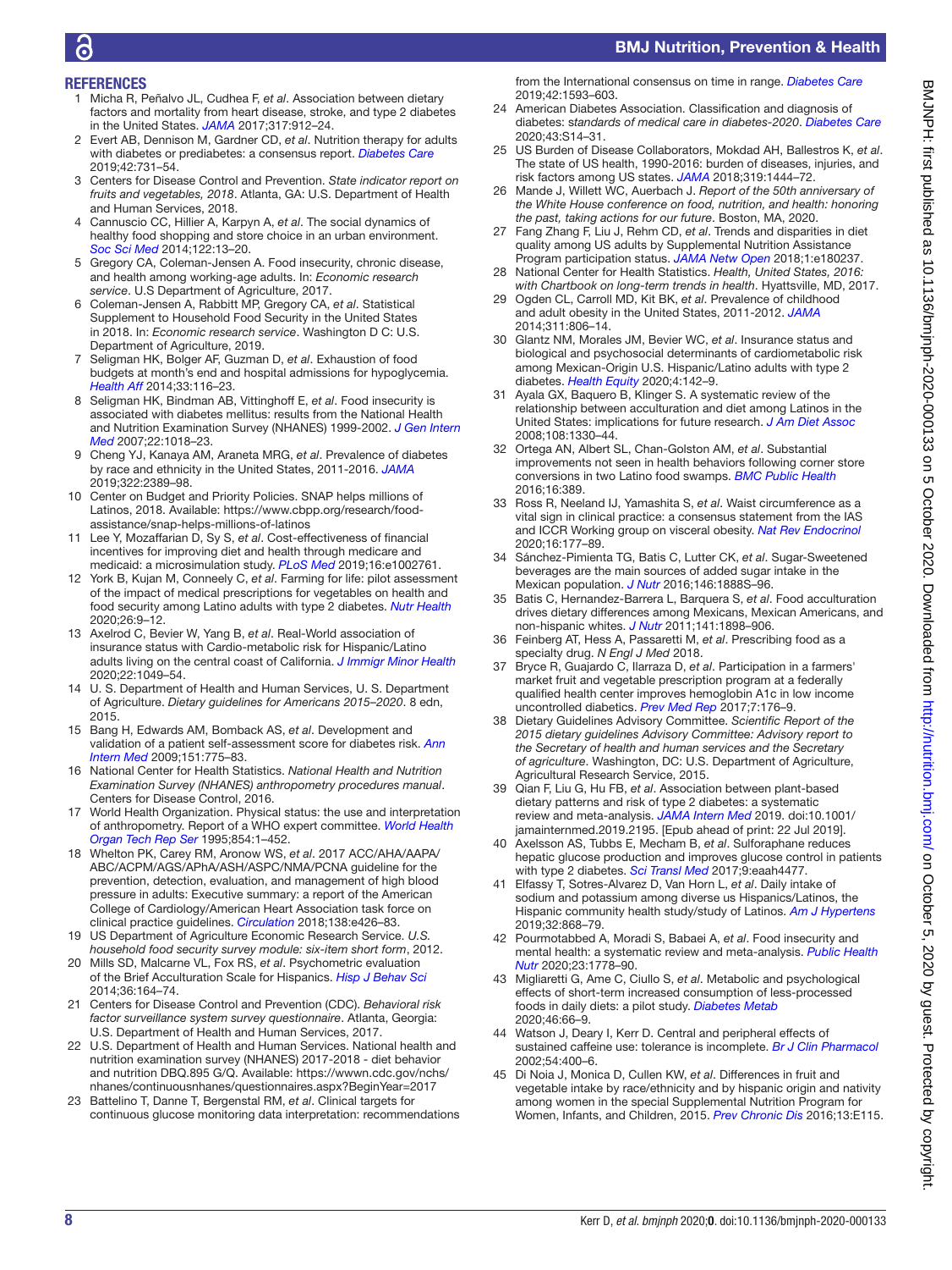## REFERENCES

1. Micha R, Peñalvo JL, Cudhea F, *et al*. Association between dietary factors and mortality from heart disease, stroke, and type 2 diabetes in the United States. *JAMA* 2017;317:912–24.
2. Evert AB, Dennison M, Gardner CD, *et al*. Nutrition therapy for adults with diabetes or prediabetes: a consensus report. *Diabetes Care* 2019;42:731–54.
3. Centers for Disease Control and Prevention. *State indicator report on fruits and vegetables, 2018*. Atlanta, GA: U.S. Department of Health and Human Services, 2018.
4. Cannuscio CC, Hillier A, Karpyn A, *et al*. The social dynamics of healthy food shopping and store choice in an urban environment. *Soc Sci Med* 2014;122:13–20.
5. Gregory CA, Coleman-Jensen A. Food insecurity, chronic disease, and health among working-age adults. In: *Economic research service*. U.S Department of Agriculture, 2017.
6. Coleman-Jensen A, Rabbitt MP, Gregory CA, *et al*. Statistical Supplement to Household Food Security in the United States in 2018. In: *Economic research service*. Washington D C: U.S. Department of Agriculture, 2019.
7. Seligman HK, Bolger AF, Guzman D, *et al*. Exhaustion of food budgets at month's end and hospital admissions for hypoglycemia. *Health Aff* 2014;33:116–23.
8. Seligman HK, Bindman AB, Vittinghoff E, *et al*. Food insecurity is associated with diabetes mellitus: results from the National Health and Nutrition Examination Survey (NHANES) 1999-2002. *J Gen Intern Med* 2007;22:1018–23.
9. Cheng YJ, Kanaya AM, Araneta MRG, *et al*. Prevalence of diabetes by race and ethnicity in the United States, 2011-2016. *JAMA* 2019;322:2389–98.
10. Center on Budget and Priority Policies. SNAP helps millions of Latinos, 2018. Available: https://www.cbpp.org/research/food-assistance/snap-helps-millions-of-latinos
11. Lee Y, Mozaffarian D, Sy S, *et al*. Cost-effectiveness of financial incentives for improving diet and health through medicare and medicaid: a microsimulation study. *PLoS Med* 2019;16:e1002761.
12. York B, Kujan M, Conneely C, *et al*. Farming for life: pilot assessment of the impact of medical prescriptions for vegetables on health and food security among Latino adults with type 2 diabetes. *Nutr Health* 2020;26:9–12.
13. Axelrod C, Bevier W, Yang B, *et al*. Real-World association of insurance status with Cardio-metabolic risk for Hispanic/Latino adults living on the central coast of California. *J Immigr Minor Health* 2020;22:1049–54.
14. U. S. Department of Health and Human Services, U. S. Department of Agriculture. *Dietary guidelines for Americans 2015–2020*. 8 edn, 2015.
15. Bang H, Edwards AM, Bomback AS, *et al*. Development and validation of a patient self-assessment score for diabetes risk. *Ann Intern Med* 2009;151:775–83.
16. National Center for Health Statistics. *National Health and Nutrition Examination Survey (NHANES) anthropometry procedures manual*. Centers for Disease Control, 2016.
17. World Health Organization. Physical status: the use and interpretation of anthropometry. Report of a WHO expert committee. *World Health Organ Tech Rep Ser* 1995;854:1–452.
18. Whelton PK, Carey RM, Aronow WS, *et al*. 2017 ACC/AHA/AAPA/ABC/ACPM/AGS/APhA/ASH/ASPC/NMA/PCNA guideline for the prevention, detection, evaluation, and management of high blood pressure in adults: Executive summary: a report of the American College of Cardiology/American Heart Association task force on clinical practice guidelines. *Circulation* 2018;138:e426–83.
19. US Department of Agriculture Economic Research Service. *U.S. household food security survey module: six-item short form*, 2012.
20. Mills SD, Malcarne VL, Fox RS, *et al*. Psychometric evaluation of the Brief Acculturation Scale for Hispanics. *Hisp J Behav Sci* 2014;36:164–74.
21. Centers for Disease Control and Prevention (CDC). *Behavioral risk factor surveillance system survey questionnaire*. Atlanta, Georgia: U.S. Department of Health and Human Services, 2017.
22. U.S. Department of Health and Human Services. National health and nutrition examination survey (NHANES) 2017-2018 - diet behavior and nutrition DBQ.895 G/Q. Available: https://wwwn.cdc.gov/nchs/nhanes/continuousnhanes/questionnaires.aspx?BeginYear=2017
23. Battelino T, Danne T, Bergenstal RM, *et al*. Clinical targets for continuous glucose monitoring data interpretation: recommendations from the International consensus on time in range. *Diabetes Care* 2019;42:1593–603.
24. American Diabetes Association. Classification and diagnosis of diabetes: s*tandards of medical care in diabetes-2020*. *Diabetes Care* 2020;43:S14–31.
25. US Burden of Disease Collaborators, Mokdad AH, Ballestros K, *et al*. The state of US health, 1990-2016: burden of diseases, injuries, and risk factors among US states. *JAMA* 2018;319:1444–72.
26. Mande J, Willett WC, Auerbach J. *Report of the 50th anniversary of the White House conference on food, nutrition, and health: honoring the past, taking actions for our future*. Boston, MA, 2020.
27. Fang Zhang F, Liu J, Rehm CD, *et al*. Trends and disparities in diet quality among US adults by Supplemental Nutrition Assistance Program participation status. *JAMA Netw Open* 2018;1:e180237.
28. National Center for Health Statistics. *Health, United States, 2016: with Chartbook on long-term trends in health*. Hyattsville, MD, 2017.
29. Ogden CL, Carroll MD, Kit BK, *et al*. Prevalence of childhood and adult obesity in the United States, 2011-2012. *JAMA* 2014;311:806–14.
30. Glantz NM, Morales JM, Bevier WC, *et al*. Insurance status and biological and psychosocial determinants of cardiometabolic risk among Mexican-Origin U.S. Hispanic/Latino adults with type 2 diabetes. *Health Equity* 2020;4:142–9.
31. Ayala GX, Baquero B, Klinger S. A systematic review of the relationship between acculturation and diet among Latinos in the United States: implications for future research. *J Am Diet Assoc* 2008;108:1330–44.
32. Ortega AN, Albert SL, Chan-Golston AM, *et al*. Substantial improvements not seen in health behaviors following corner store conversions in two Latino food swamps. *BMC Public Health* 2016;16:389.
33. Ross R, Neeland IJ, Yamashita S, *et al*. Waist circumference as a vital sign in clinical practice: a consensus statement from the IAS and ICCR Working group on visceral obesity. *Nat Rev Endocrinol* 2020;16:177–89.
34. Sánchez-Pimienta TG, Batis C, Lutter CK, *et al*. Sugar-Sweetened beverages are the main sources of added sugar intake in the Mexican population. *J Nutr* 2016;146:1888S–96.
35. Batis C, Hernandez-Barrera L, Barquera S, *et al*. Food acculturation drives dietary differences among Mexicans, Mexican Americans, and non-hispanic whites. *J Nutr* 2011;141:1898–906.
36. Feinberg AT, Hess A, Passaretti M, *et al*. Prescribing food as a specialty drug. *N Engl J Med* 2018.
37. Bryce R, Guajardo C, Ilarraza D, *et al*. Participation in a farmers' market fruit and vegetable prescription program at a federally qualified health center improves hemoglobin A1c in low income uncontrolled diabetics. *Prev Med Rep* 2017;7:176–9.
38. Dietary Guidelines Advisory Committee. *Scientific Report of the 2015 dietary guidelines Advisory Committee: Advisory report to the Secretary of health and human services and the Secretary of agriculture*. Washington, DC: U.S. Department of Agriculture, Agricultural Research Service, 2015.
39. Qian F, Liu G, Hu FB, *et al*. Association between plant-based dietary patterns and risk of type 2 diabetes: a systematic review and meta-analysis. *JAMA Intern Med* 2019. doi:10.1001/jamainternmed.2019.2195. [Epub ahead of print: 22 Jul 2019].
40. Axelsson AS, Tubbs E, Mecham B, *et al*. Sulforaphane reduces hepatic glucose production and improves glucose control in patients with type 2 diabetes. *Sci Transl Med* 2017;9:eaah4477.
41. Elfassy T, Sotres-Alvarez D, Van Horn L, *et al*. Daily intake of sodium and potassium among diverse us Hispanics/Latinos, the Hispanic community health study/study of Latinos. *Am J Hypertens* 2019;32:868–79.
42. Pourmotabbed A, Moradi S, Babaei A, *et al*. Food insecurity and mental health: a systematic review and meta-analysis. *Public Health Nutr* 2020;23:1778–90.
43. Migliaretti G, Ame C, Ciullo S, *et al*. Metabolic and psychological effects of short-term increased consumption of less-processed foods in daily diets: a pilot study. *Diabetes Metab* 2020;46:66–9.
44. Watson J, Deary I, Kerr D. Central and peripheral effects of sustained caffeine use: tolerance is incomplete. *Br J Clin Pharmacol* 2002;54:400–6.
45. Di Noia J, Monica D, Cullen KW, *et al*. Differences in fruit and vegetable intake by race/ethnicity and by hispanic origin and nativity among women in the special Supplemental Nutrition Program for Women, Infants, and Children, 2015. *Prev Chronic Dis* 2016;13:E115.